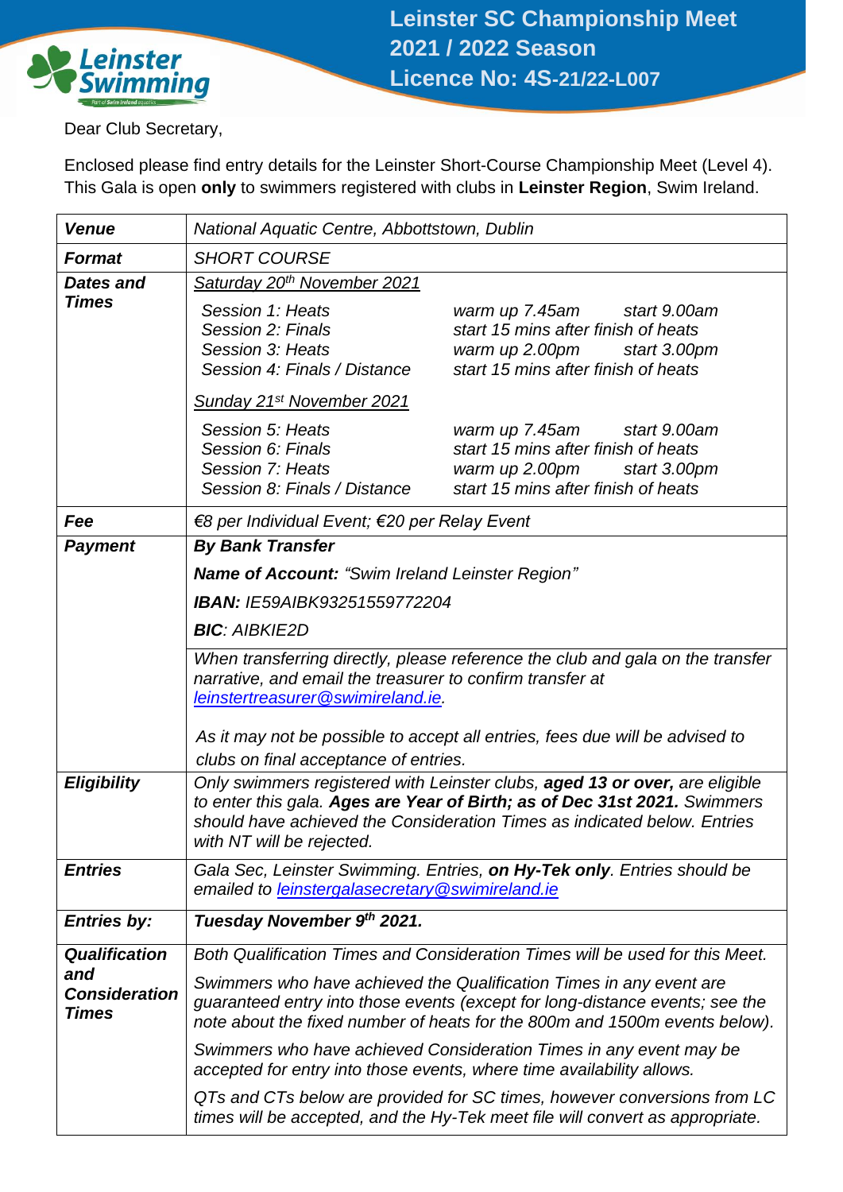# Leinster SC Championship Meet
# 2021 / 2022 Season
## Licence No: 4S-21/22-L007

Dear Club Secretary,

Enclosed please find entry details for the Leinster Short-Course Championship Meet (Level 4). This Gala is open **only** to swimmers registered with clubs in **Leinster Region**, Swim Ireland.

| | |
|---|---|
| ***Venue*** | *National Aquatic Centre, Abbottstown, Dublin* |
| ***Format*** | *SHORT COURSE* |
| ***Dates and Times*** | *Saturday 20th November 2021*<br>*Session 1: Heats* — *warm up 7.45am start 9.00am*<br>*Session 2: Finals* — *start 15 mins after finish of heats*<br>*Session 3: Heats* — *warm up 2.00pm start 3.00pm*<br>*Session 4: Finals / Distance* — *start 15 mins after finish of heats*<br><br>*Sunday 21st November 2021*<br>*Session 5: Heats* — *warm up 7.45am start 9.00am*<br>*Session 6: Finals* — *start 15 mins after finish of heats*<br>*Session 7: Heats* — *warm up 2.00pm start 3.00pm*<br>*Session 8: Finals / Distance* — *start 15 mins after finish of heats* |
| ***Fee*** | *€8 per Individual Event; €20 per Relay Event* |
| ***Payment*** | ***By Bank Transfer***<br>***Name of Account:*** *"Swim Ireland Leinster Region"*<br>***IBAN:*** *IE59AIBK93251559772204*<br>***BIC****: AIBKIE2D*<br><br>*When transferring directly, please reference the club and gala on the transfer narrative, and email the treasurer to confirm transfer at leinstertreasurer@swimireland.ie.*<br><br>*As it may not be possible to accept all entries, fees due will be advised to clubs on final acceptance of entries.* |
| ***Eligibility*** | *Only swimmers registered with Leinster clubs,* ***aged 13 or over,*** *are eligible to enter this gala.* ***Ages are Year of Birth; as of Dec 31st 2021.*** *Swimmers should have achieved the Consideration Times as indicated below. Entries with NT will be rejected.* |
| ***Entries*** | *Gala Sec, Leinster Swimming. Entries,* ***on Hy-Tek only****. Entries should be emailed to leinstergalasecretary@swimireland.ie* |
| ***Entries by:*** | ***Tuesday November 9th 2021.*** |
| ***Qualification and Consideration Times*** | *Both Qualification Times and Consideration Times will be used for this Meet.*<br><br>*Swimmers who have achieved the Qualification Times in any event are guaranteed entry into those events (except for long-distance events; see the note about the fixed number of heats for the 800m and 1500m events below).*<br><br>*Swimmers who have achieved Consideration Times in any event may be accepted for entry into those events, where time availability allows.*<br><br>*QTs and CTs below are provided for SC times, however conversions from LC times will be accepted, and the Hy-Tek meet file will convert as appropriate.* |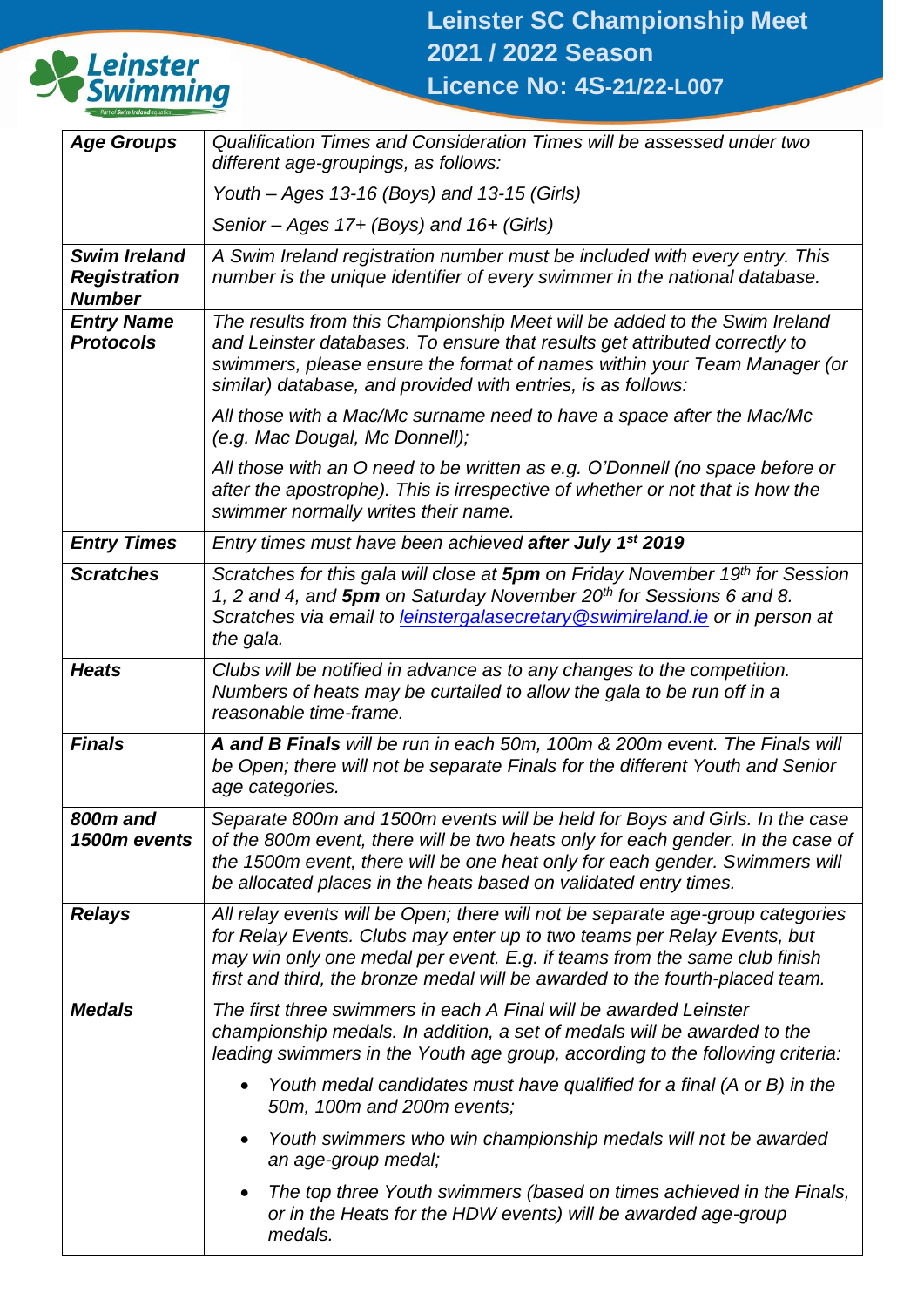# Leinster SC Championship Meet 2021 / 2022 Season Licence No: 4S-21/22-L007

| | |
|---|---|
| ***Age Groups*** | *Qualification Times and Consideration Times will be assessed under two different age-groupings, as follows:*<br><br>*Youth – Ages 13-16 (Boys) and 13-15 (Girls)*<br><br>*Senior – Ages 17+ (Boys) and 16+ (Girls)* |
| ***Swim Ireland Registration Number*** | *A Swim Ireland registration number must be included with every entry. This number is the unique identifier of every swimmer in the national database.* |
| ***Entry Name Protocols*** | *The results from this Championship Meet will be added to the Swim Ireland and Leinster databases. To ensure that results get attributed correctly to swimmers, please ensure the format of names within your Team Manager (or similar) database, and provided with entries, is as follows:*<br><br>*All those with a Mac/Mc surname need to have a space after the Mac/Mc (e.g. Mac Dougal, Mc Donnell);*<br><br>*All those with an O need to be written as e.g. O'Donnell (no space before or after the apostrophe). This is irrespective of whether or not that is how the swimmer normally writes their name.* |
| ***Entry Times*** | *Entry times must have been achieved **after July 1st 2019*** |
| ***Scratches*** | *Scratches for this gala will close at **5pm** on Friday November 19th for Session 1, 2 and 4, and **5pm** on Saturday November 20th for Sessions 6 and 8. Scratches via email to leinstergalasecretary@swimireland.ie or in person at the gala.* |
| ***Heats*** | *Clubs will be notified in advance as to any changes to the competition. Numbers of heats may be curtailed to allow the gala to be run off in a reasonable time-frame.* |
| ***Finals*** | ***A and B Finals** will be run in each 50m, 100m & 200m event. The Finals will be Open; there will not be separate Finals for the different Youth and Senior age categories.* |
| ***800m and 1500m events*** | *Separate 800m and 1500m events will be held for Boys and Girls. In the case of the 800m event, there will be two heats only for each gender. In the case of the 1500m event, there will be one heat only for each gender. Swimmers will be allocated places in the heats based on validated entry times.* |
| ***Relays*** | *All relay events will be Open; there will not be separate age-group categories for Relay Events. Clubs may enter up to two teams per Relay Events, but may win only one medal per event. E.g. if teams from the same club finish first and third, the bronze medal will be awarded to the fourth-placed team.* |
| ***Medals*** | *The first three swimmers in each A Final will be awarded Leinster championship medals. In addition, a set of medals will be awarded to the leading swimmers in the Youth age group, according to the following criteria:*<br><br>• *Youth medal candidates must have qualified for a final (A or B) in the 50m, 100m and 200m events;*<br><br>• *Youth swimmers who win championship medals will not be awarded an age-group medal;*<br><br>• *The top three Youth swimmers (based on times achieved in the Finals, or in the Heats for the HDW events) will be awarded age-group medals.* |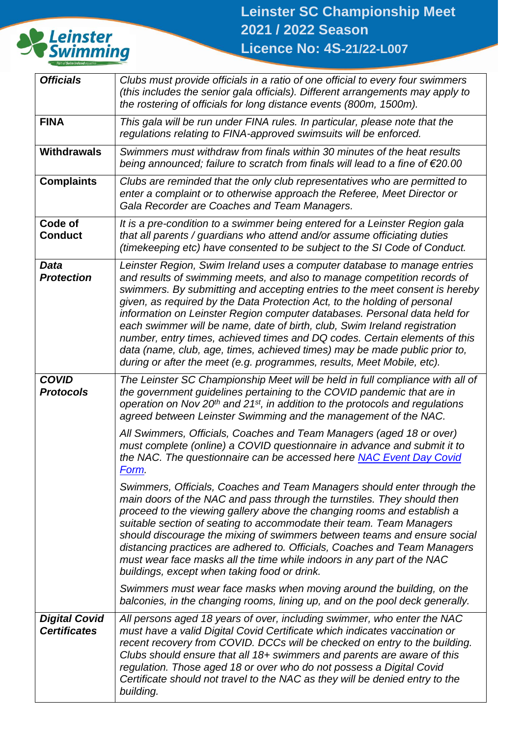| | |
|---|---|
| ***Officials*** | *Clubs must provide officials in a ratio of one official to every four swimmers (this includes the senior gala officials). Different arrangements may apply to the rostering of officials for long distance events (800m, 1500m).* |
| **FINA** | *This gala will be run under FINA rules. In particular, please note that the regulations relating to FINA-approved swimsuits will be enforced.* |
| **Withdrawals** | *Swimmers must withdraw from finals within 30 minutes of the heat results being announced; failure to scratch from finals will lead to a fine of €20.00* |
| **Complaints** | *Clubs are reminded that the only club representatives who are permitted to enter a complaint or to otherwise approach the Referee, Meet Director or Gala Recorder are Coaches and Team Managers.* |
| **Code of Conduct** | *It is a pre-condition to a swimmer being entered for a Leinster Region gala that all parents / guardians who attend and/or assume officiating duties (timekeeping etc) have consented to be subject to the SI Code of Conduct.* |
| ***Data Protection*** | *Leinster Region, Swim Ireland uses a computer database to manage entries and results of swimming meets, and also to manage competition records of swimmers. By submitting and accepting entries to the meet consent is hereby given, as required by the Data Protection Act, to the holding of personal information on Leinster Region computer databases. Personal data held for each swimmer will be name, date of birth, club, Swim Ireland registration number, entry times, achieved times and DQ codes. Certain elements of this data (name, club, age, times, achieved times) may be made public prior to, during or after the meet (e.g. programmes, results, Meet Mobile, etc).* |
| ***COVID Protocols*** | *The Leinster SC Championship Meet will be held in full compliance with all of the government guidelines pertaining to the COVID pandemic that are in operation on Nov 20th and 21st, in addition to the protocols and regulations agreed between Leinster Swimming and the management of the NAC.*<br><br>*All Swimmers, Officials, Coaches and Team Managers (aged 18 or over) must complete (online) a COVID questionnaire in advance and submit it to the NAC. The questionnaire can be accessed here [NAC Event Day Covid Form](NAC Event Day Covid Form).*<br><br>*Swimmers, Officials, Coaches and Team Managers should enter through the main doors of the NAC and pass through the turnstiles. They should then proceed to the viewing gallery above the changing rooms and establish a suitable section of seating to accommodate their team. Team Managers should discourage the mixing of swimmers between teams and ensure social distancing practices are adhered to. Officials, Coaches and Team Managers must wear face masks all the time while indoors in any part of the NAC buildings, except when taking food or drink.*<br><br>*Swimmers must wear face masks when moving around the building, on the balconies, in the changing rooms, lining up, and on the pool deck generally.* |
| ***Digital Covid Certificates*** | *All persons aged 18 years of over, including swimmer, who enter the NAC must have a valid Digital Covid Certificate which indicates vaccination or recent recovery from COVID. DCCs will be checked on entry to the building. Clubs should ensure that all 18+ swimmers and parents are aware of this regulation. Those aged 18 or over who do not possess a Digital Covid Certificate should not travel to the NAC as they will be denied entry to the building.* |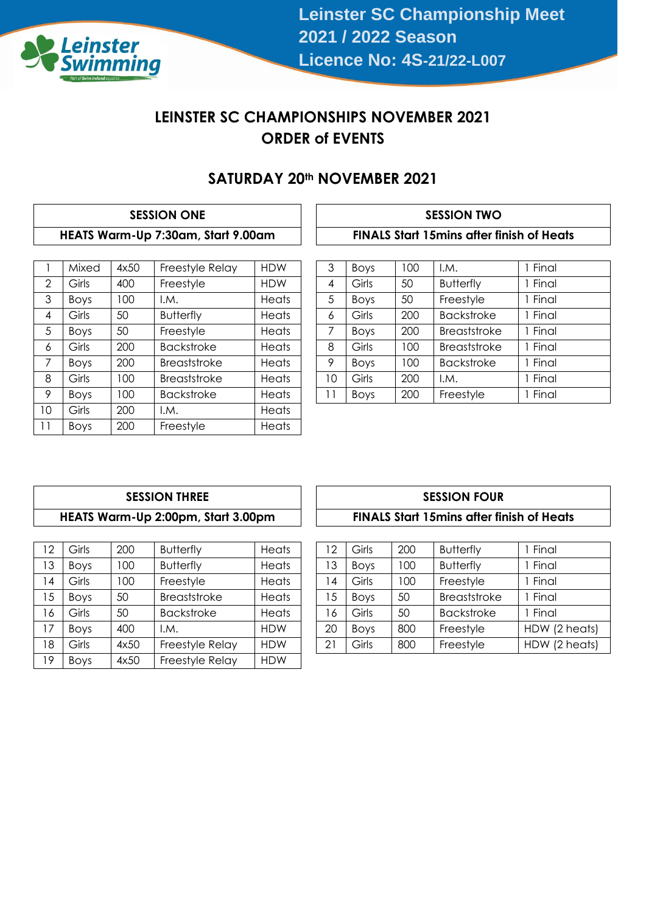# LEINSTER SC CHAMPIONSHIPS NOVEMBER 2021
# ORDER of EVENTS

## SATURDAY 20th NOVEMBER 2021

### SESSION ONE
**HEATS Warm-Up 7:30am, Start 9.00am**

| | | | | |
|---|---|---|---|---|
| 1 | Mixed | 4x50 | Freestyle Relay | HDW |
| 2 | Girls | 400 | Freestyle | HDW |
| 3 | Boys | 100 | I.M. | Heats |
| 4 | Girls | 50 | Butterfly | Heats |
| 5 | Boys | 50 | Freestyle | Heats |
| 6 | Girls | 200 | Backstroke | Heats |
| 7 | Boys | 200 | Breaststroke | Heats |
| 8 | Girls | 100 | Breaststroke | Heats |
| 9 | Boys | 100 | Backstroke | Heats |
| 10 | Girls | 200 | I.M. | Heats |
| 11 | Boys | 200 | Freestyle | Heats |

### SESSION TWO
**FINALS Start 15mins after finish of Heats**

| | | | | |
|---|---|---|---|---|
| 3 | Boys | 100 | I.M. | 1 Final |
| 4 | Girls | 50 | Butterfly | 1 Final |
| 5 | Boys | 50 | Freestyle | 1 Final |
| 6 | Girls | 200 | Backstroke | 1 Final |
| 7 | Boys | 200 | Breaststroke | 1 Final |
| 8 | Girls | 100 | Breaststroke | 1 Final |
| 9 | Boys | 100 | Backstroke | 1 Final |
| 10 | Girls | 200 | I.M. | 1 Final |
| 11 | Boys | 200 | Freestyle | 1 Final |

### SESSION THREE
**HEATS Warm-Up 2:00pm, Start 3.00pm**

| | | | | |
|---|---|---|---|---|
| 12 | Girls | 200 | Butterfly | Heats |
| 13 | Boys | 100 | Butterfly | Heats |
| 14 | Girls | 100 | Freestyle | Heats |
| 15 | Boys | 50 | Breaststroke | Heats |
| 16 | Girls | 50 | Backstroke | Heats |
| 17 | Boys | 400 | I.M. | HDW |
| 18 | Girls | 4x50 | Freestyle Relay | HDW |
| 19 | Boys | 4x50 | Freestyle Relay | HDW |

### SESSION FOUR
**FINALS Start 15mins after finish of Heats**

| | | | | |
|---|---|---|---|---|
| 12 | Girls | 200 | Butterfly | 1 Final |
| 13 | Boys | 100 | Butterfly | 1 Final |
| 14 | Girls | 100 | Freestyle | 1 Final |
| 15 | Boys | 50 | Breaststroke | 1 Final |
| 16 | Girls | 50 | Backstroke | 1 Final |
| 20 | Boys | 800 | Freestyle | HDW (2 heats) |
| 21 | Girls | 800 | Freestyle | HDW (2 heats) |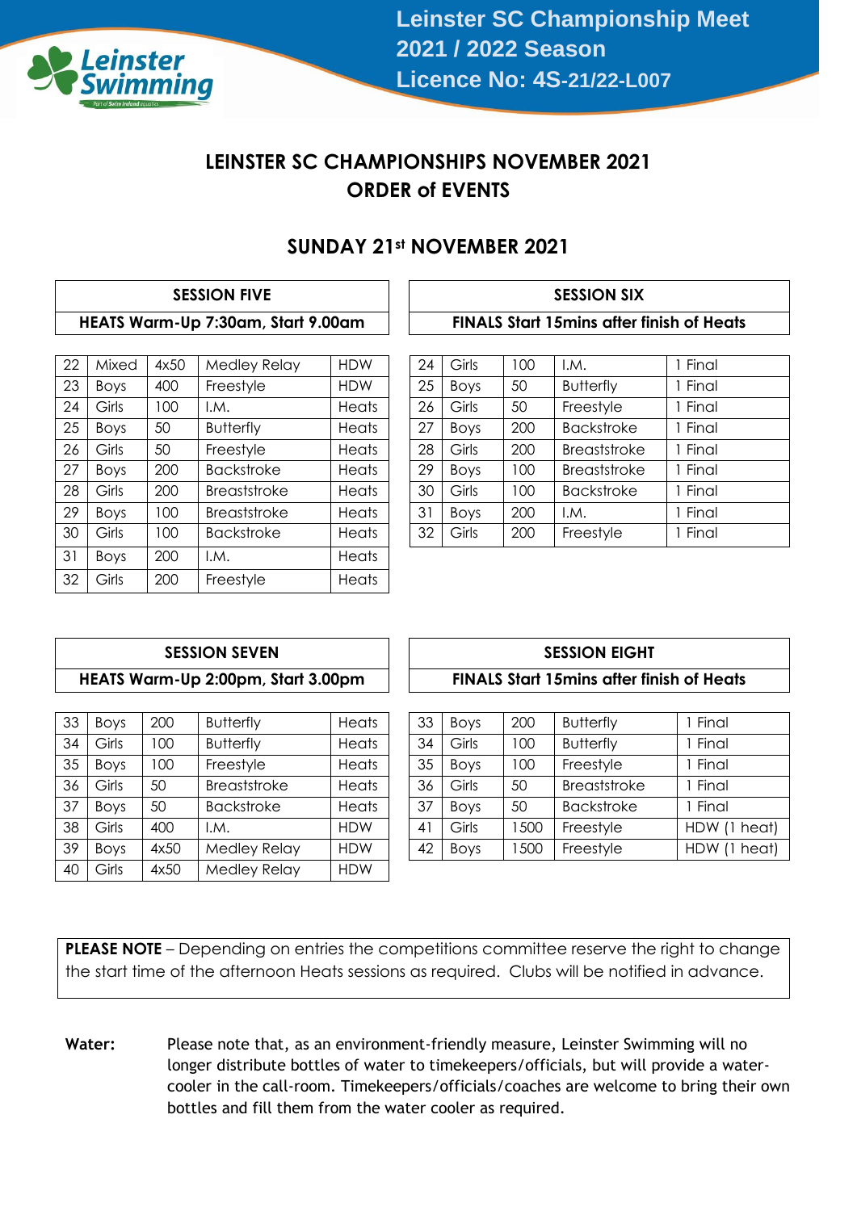# LEINSTER SC CHAMPIONSHIPS NOVEMBER 2021
# ORDER of EVENTS

## SUNDAY 21st NOVEMBER 2021

| SESSION FIVE | | | | |
|---|---|---|---|---|
| **HEATS Warm-Up 7:30am, Start 9.00am** | | | | |
| 22 | Mixed | 4x50 | Medley Relay | HDW |
| 23 | Boys | 400 | Freestyle | HDW |
| 24 | Girls | 100 | I.M. | Heats |
| 25 | Boys | 50 | Butterfly | Heats |
| 26 | Girls | 50 | Freestyle | Heats |
| 27 | Boys | 200 | Backstroke | Heats |
| 28 | Girls | 200 | Breaststroke | Heats |
| 29 | Boys | 100 | Breaststroke | Heats |
| 30 | Girls | 100 | Backstroke | Heats |
| 31 | Boys | 200 | I.M. | Heats |
| 32 | Girls | 200 | Freestyle | Heats |

| SESSION SIX | | | | |
|---|---|---|---|---|
| **FINALS Start 15mins after finish of Heats** | | | | |
| 24 | Girls | 100 | I.M. | 1 Final |
| 25 | Boys | 50 | Butterfly | 1 Final |
| 26 | Girls | 50 | Freestyle | 1 Final |
| 27 | Boys | 200 | Backstroke | 1 Final |
| 28 | Girls | 200 | Breaststroke | 1 Final |
| 29 | Boys | 100 | Breaststroke | 1 Final |
| 30 | Girls | 100 | Backstroke | 1 Final |
| 31 | Boys | 200 | I.M. | 1 Final |
| 32 | Girls | 200 | Freestyle | 1 Final |

| SESSION SEVEN | | | | |
|---|---|---|---|---|
| **HEATS Warm-Up 2:00pm, Start 3.00pm** | | | | |
| 33 | Boys | 200 | Butterfly | Heats |
| 34 | Girls | 100 | Butterfly | Heats |
| 35 | Boys | 100 | Freestyle | Heats |
| 36 | Girls | 50 | Breaststroke | Heats |
| 37 | Boys | 50 | Backstroke | Heats |
| 38 | Girls | 400 | I.M. | HDW |
| 39 | Boys | 4x50 | Medley Relay | HDW |
| 40 | Girls | 4x50 | Medley Relay | HDW |

| SESSION EIGHT | | | | |
|---|---|---|---|---|
| **FINALS Start 15mins after finish of Heats** | | | | |
| 33 | Boys | 200 | Butterfly | 1 Final |
| 34 | Girls | 100 | Butterfly | 1 Final |
| 35 | Boys | 100 | Freestyle | 1 Final |
| 36 | Girls | 50 | Breaststroke | 1 Final |
| 37 | Boys | 50 | Backstroke | 1 Final |
| 41 | Girls | 1500 | Freestyle | HDW (1 heat) |
| 42 | Boys | 1500 | Freestyle | HDW (1 heat) |

**PLEASE NOTE** – Depending on entries the competitions committee reserve the right to change the start time of the afternoon Heats sessions as required. Clubs will be notified in advance.

**Water:** Please note that, as an environment-friendly measure, Leinster Swimming will no longer distribute bottles of water to timekeepers/officials, but will provide a water-cooler in the call-room. Timekeepers/officials/coaches are welcome to bring their own bottles and fill them from the water cooler as required.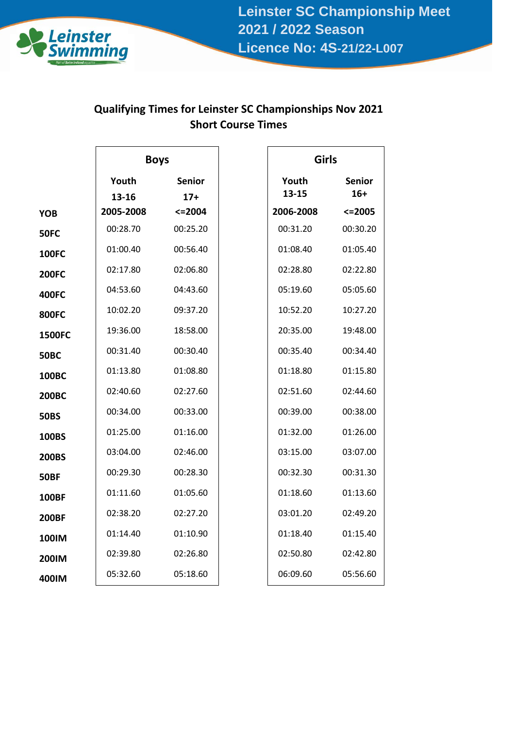# Qualifying Times for Leinster SC Championships Nov 2021
## Short Course Times

| | Boys | | Girls | |
|---|---|---|---|---|
| | Youth 13-16 | Senior 17+ | Youth 13-15 | Senior 16+ |
| **YOB** | **2005-2008** | **<=2004** | **2006-2008** | **<=2005** |
| **50FC** | 00:28.70 | 00:25.20 | 00:31.20 | 00:30.20 |
| **100FC** | 01:00.40 | 00:56.40 | 01:08.40 | 01:05.40 |
| **200FC** | 02:17.80 | 02:06.80 | 02:28.80 | 02:22.80 |
| **400FC** | 04:53.60 | 04:43.60 | 05:19.60 | 05:05.60 |
| **800FC** | 10:02.20 | 09:37.20 | 10:52.20 | 10:27.20 |
| **1500FC** | 19:36.00 | 18:58.00 | 20:35.00 | 19:48.00 |
| **50BC** | 00:31.40 | 00:30.40 | 00:35.40 | 00:34.40 |
| **100BC** | 01:13.80 | 01:08.80 | 01:18.80 | 01:15.80 |
| **200BC** | 02:40.60 | 02:27.60 | 02:51.60 | 02:44.60 |
| **50BS** | 00:34.00 | 00:33.00 | 00:39.00 | 00:38.00 |
| **100BS** | 01:25.00 | 01:16.00 | 01:32.00 | 01:26.00 |
| **200BS** | 03:04.00 | 02:46.00 | 03:15.00 | 03:07.00 |
| **50BF** | 00:29.30 | 00:28.30 | 00:32.30 | 00:31.30 |
| **100BF** | 01:11.60 | 01:05.60 | 01:18.60 | 01:13.60 |
| **200BF** | 02:38.20 | 02:27.20 | 03:01.20 | 02:49.20 |
| **100IM** | 01:14.40 | 01:10.90 | 01:18.40 | 01:15.40 |
| **200IM** | 02:39.80 | 02:26.80 | 02:50.80 | 02:42.80 |
| **400IM** | 05:32.60 | 05:18.60 | 06:09.60 | 05:56.60 |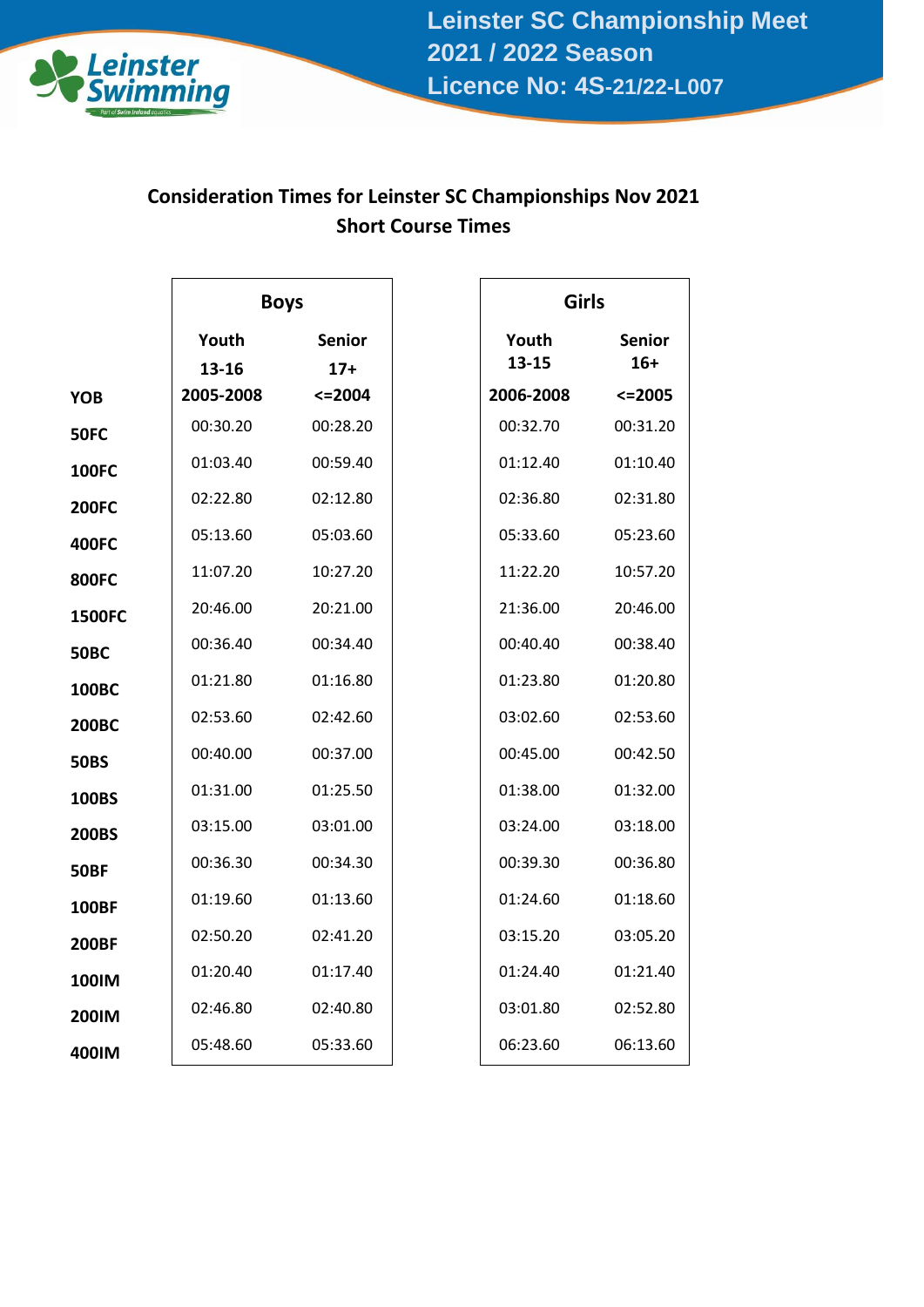## Consideration Times for Leinster SC Championships Nov 2021
## Short Course Times

| | Boys | | Girls | |
|---|---|---|---|---|
| | Youth 13-16 | Senior 17+ | Youth 13-15 | Senior 16+ |
| YOB | 2005-2008 | <=2004 | 2006-2008 | <=2005 |
| 50FC | 00:30.20 | 00:28.20 | 00:32.70 | 00:31.20 |
| 100FC | 01:03.40 | 00:59.40 | 01:12.40 | 01:10.40 |
| 200FC | 02:22.80 | 02:12.80 | 02:36.80 | 02:31.80 |
| 400FC | 05:13.60 | 05:03.60 | 05:33.60 | 05:23.60 |
| 800FC | 11:07.20 | 10:27.20 | 11:22.20 | 10:57.20 |
| 1500FC | 20:46.00 | 20:21.00 | 21:36.00 | 20:46.00 |
| 50BC | 00:36.40 | 00:34.40 | 00:40.40 | 00:38.40 |
| 100BC | 01:21.80 | 01:16.80 | 01:23.80 | 01:20.80 |
| 200BC | 02:53.60 | 02:42.60 | 03:02.60 | 02:53.60 |
| 50BS | 00:40.00 | 00:37.00 | 00:45.00 | 00:42.50 |
| 100BS | 01:31.00 | 01:25.50 | 01:38.00 | 01:32.00 |
| 200BS | 03:15.00 | 03:01.00 | 03:24.00 | 03:18.00 |
| 50BF | 00:36.30 | 00:34.30 | 00:39.30 | 00:36.80 |
| 100BF | 01:19.60 | 01:13.60 | 01:24.60 | 01:18.60 |
| 200BF | 02:50.20 | 02:41.20 | 03:15.20 | 03:05.20 |
| 100IM | 01:20.40 | 01:17.40 | 01:24.40 | 01:21.40 |
| 200IM | 02:46.80 | 02:40.80 | 03:01.80 | 02:52.80 |
| 400IM | 05:48.60 | 05:33.60 | 06:23.60 | 06:13.60 |